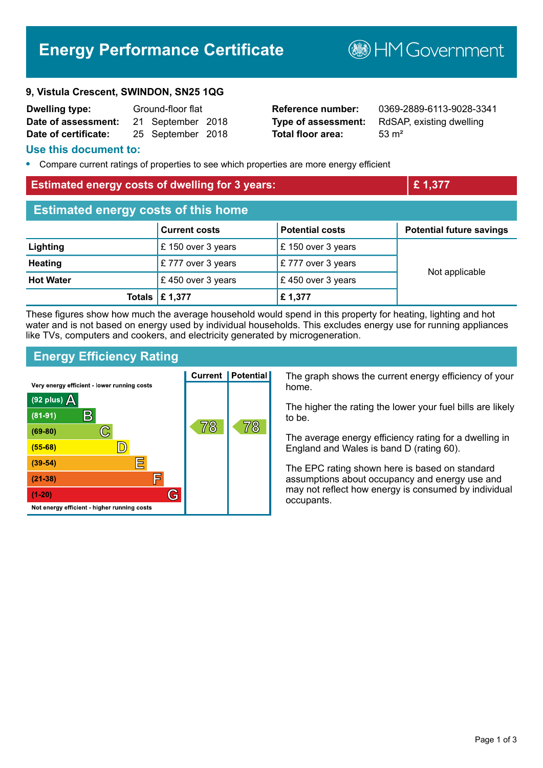# Energy Performance Certificate

HM Government

**9, Vistula Crescent, SWINDON, SN25 1QG**

| | | | |
|---|---|---|---|
| **Dwelling type:** | Ground-floor flat | **Reference number:** | 0369-2889-6113-9028-3341 |
| **Date of assessment:** | 21 September 2018 | **Type of assessment:** | RdSAP, existing dwelling |
| **Date of certificate:** | 25 September 2018 | **Total floor area:** | 53 m² |

## Use this document to:

- Compare current ratings of properties to see which properties are more energy efficient

**Estimated energy costs of dwelling for 3 years: £ 1,377**

## Estimated energy costs of this home

| | Current costs | Potential costs | Potential future savings |
|---|---|---|---|
| **Lighting** | £ 150 over 3 years | £ 150 over 3 years | Not applicable |
| **Heating** | £ 777 over 3 years | £ 777 over 3 years | |
| **Hot Water** | £ 450 over 3 years | £ 450 over 3 years | |
| **Totals** | **£ 1,377** | **£ 1,377** | |

These figures show how much the average household would spend in this property for heating, lighting and hot water and is not based on energy used by individual households. This excludes energy use for running appliances like TVs, computers and cookers, and electricity generated by microgeneration.

## Energy Efficiency Rating

| Rating band | Current | Potential |
|---|---|---|
| Very energy efficient - lower running costs | | |
| (92 plus) A | | |
| (81-91) B | | |
| (69-80) C | 78 | 78 |
| (55-68) D | | |
| (39-54) E | | |
| (21-38) F | | |
| (1-20) G | | |
| Not energy efficient - higher running costs | | |

The graph shows the current energy efficiency of your home.

The higher the rating the lower your fuel bills are likely to be.

The average energy efficiency rating for a dwelling in England and Wales is band D (rating 60).

The EPC rating shown here is based on standard assumptions about occupancy and energy use and may not reflect how energy is consumed by individual occupants.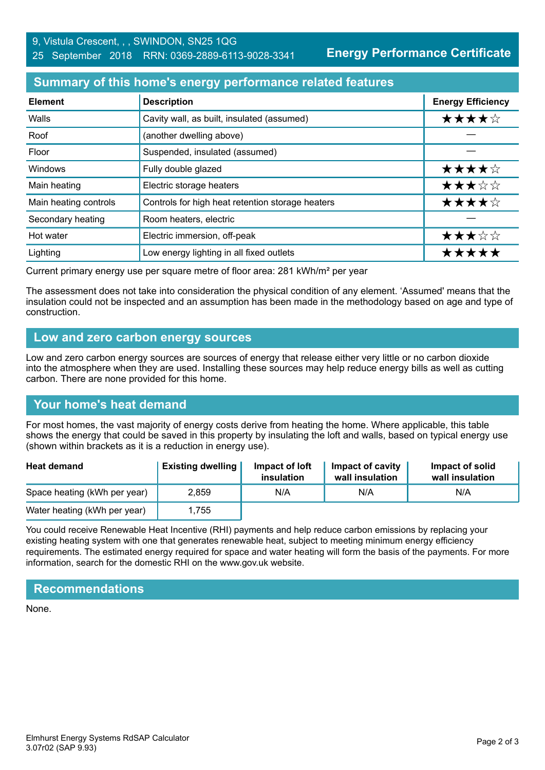9, Vistula Crescent, , , SWINDON, SN25 1QG
25 September 2018 RRN: 0369-2889-6113-9028-3341

**Energy Performance Certificate**

## Summary of this home's energy performance related features

| Element | Description | Energy Efficiency |
|---|---|---|
| Walls | Cavity wall, as built, insulated (assumed) | ★★★★☆ |
| Roof | (another dwelling above) | — |
| Floor | Suspended, insulated (assumed) | — |
| Windows | Fully double glazed | ★★★★☆ |
| Main heating | Electric storage heaters | ★★★☆☆ |
| Main heating controls | Controls for high heat retention storage heaters | ★★★★☆ |
| Secondary heating | Room heaters, electric | — |
| Hot water | Electric immersion, off-peak | ★★★☆☆ |
| Lighting | Low energy lighting in all fixed outlets | ★★★★★ |

Current primary energy use per square metre of floor area: 281 kWh/m² per year

The assessment does not take into consideration the physical condition of any element. 'Assumed' means that the insulation could not be inspected and an assumption has been made in the methodology based on age and type of construction.

## Low and zero carbon energy sources

Low and zero carbon energy sources are sources of energy that release either very little or no carbon dioxide into the atmosphere when they are used. Installing these sources may help reduce energy bills as well as cutting carbon. There are none provided for this home.

## Your home's heat demand

For most homes, the vast majority of energy costs derive from heating the home. Where applicable, this table shows the energy that could be saved in this property by insulating the loft and walls, based on typical energy use (shown within brackets as it is a reduction in energy use).

| Heat demand | Existing dwelling | Impact of loft insulation | Impact of cavity wall insulation | Impact of solid wall insulation |
|---|---|---|---|---|
| Space heating (kWh per year) | 2,859 | N/A | N/A | N/A |
| Water heating (kWh per year) | 1,755 | | | |

You could receive Renewable Heat Incentive (RHI) payments and help reduce carbon emissions by replacing your existing heating system with one that generates renewable heat, subject to meeting minimum energy efficiency requirements. The estimated energy required for space and water heating will form the basis of the payments. For more information, search for the domestic RHI on the www.gov.uk website.

## Recommendations

None.

Elmhurst Energy Systems RdSAP Calculator
3.07r02 (SAP 9.93)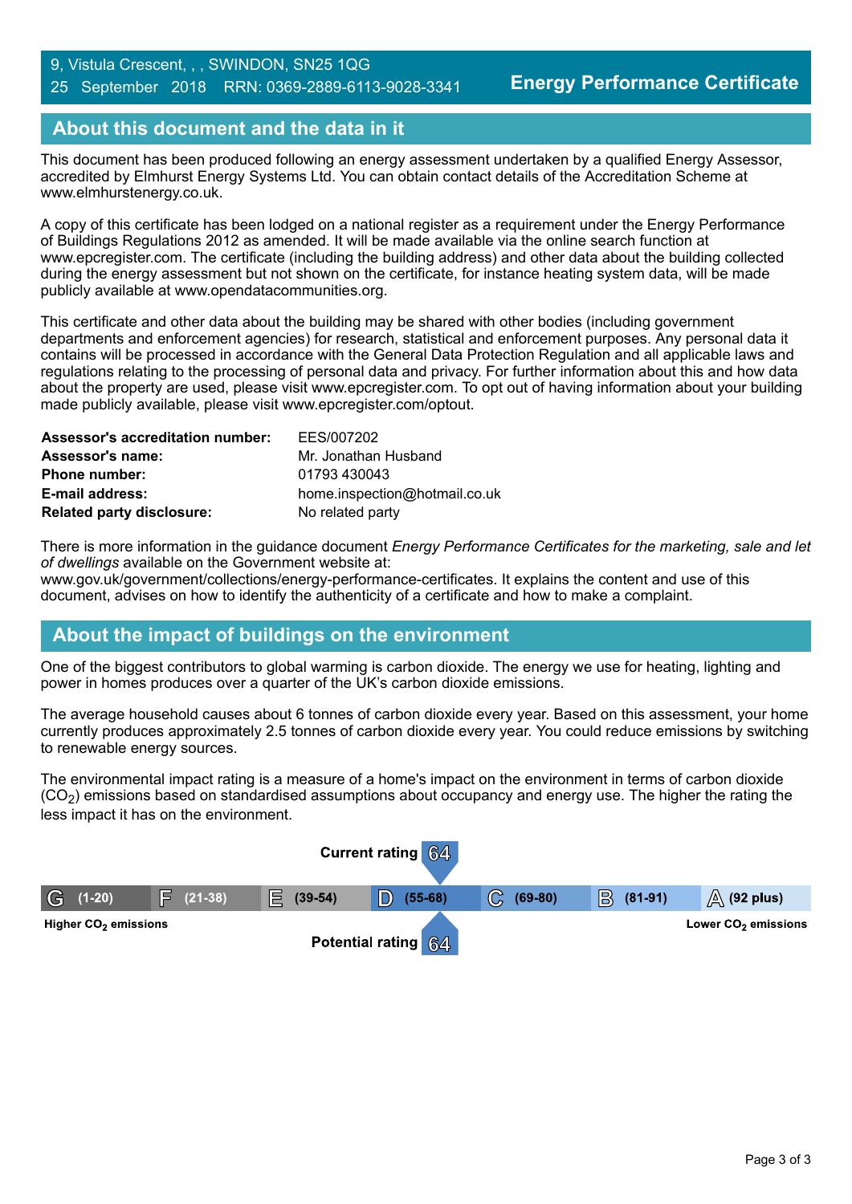9, Vistula Crescent, , , SWINDON, SN25 1QG
25 September 2018 RRN: 0369-2889-6113-9028-3341

**Energy Performance Certificate**

## About this document and the data in it

This document has been produced following an energy assessment undertaken by a qualified Energy Assessor, accredited by Elmhurst Energy Systems Ltd. You can obtain contact details of the Accreditation Scheme at www.elmhurstenergy.co.uk.

A copy of this certificate has been lodged on a national register as a requirement under the Energy Performance of Buildings Regulations 2012 as amended. It will be made available via the online search function at www.epcregister.com. The certificate (including the building address) and other data about the building collected during the energy assessment but not shown on the certificate, for instance heating system data, will be made publicly available at www.opendatacommunities.org.

This certificate and other data about the building may be shared with other bodies (including government departments and enforcement agencies) for research, statistical and enforcement purposes. Any personal data it contains will be processed in accordance with the General Data Protection Regulation and all applicable laws and regulations relating to the processing of personal data and privacy. For further information about this and how data about the property are used, please visit www.epcregister.com. To opt out of having information about your building made publicly available, please visit www.epcregister.com/optout.

| | |
|---|---|
| **Assessor's accreditation number:** | EES/007202 |
| **Assessor's name:** | Mr. Jonathan Husband |
| **Phone number:** | 01793 430043 |
| **E-mail address:** | home.inspection@hotmail.co.uk |
| **Related party disclosure:** | No related party |

There is more information in the guidance document *Energy Performance Certificates for the marketing, sale and let of dwellings* available on the Government website at: www.gov.uk/government/collections/energy-performance-certificates. It explains the content and use of this document, advises on how to identify the authenticity of a certificate and how to make a complaint.

## About the impact of buildings on the environment

One of the biggest contributors to global warming is carbon dioxide. The energy we use for heating, lighting and power in homes produces over a quarter of the UK's carbon dioxide emissions.

The average household causes about 6 tonnes of carbon dioxide every year. Based on this assessment, your home currently produces approximately 2.5 tonnes of carbon dioxide every year. You could reduce emissions by switching to renewable energy sources.

The environmental impact rating is a measure of a home's impact on the environment in terms of carbon dioxide ($CO_2$) emissions based on standardised assumptions about occupancy and energy use. The higher the rating the less impact it has on the environment.

Current rating 64

G (1-20) F (21-38) E (39-54) D (55-68) C (69-80) B (81-91) A (92 plus)

Higher $CO_2$ emissions

Lower $CO_2$ emissions

Potential rating 64